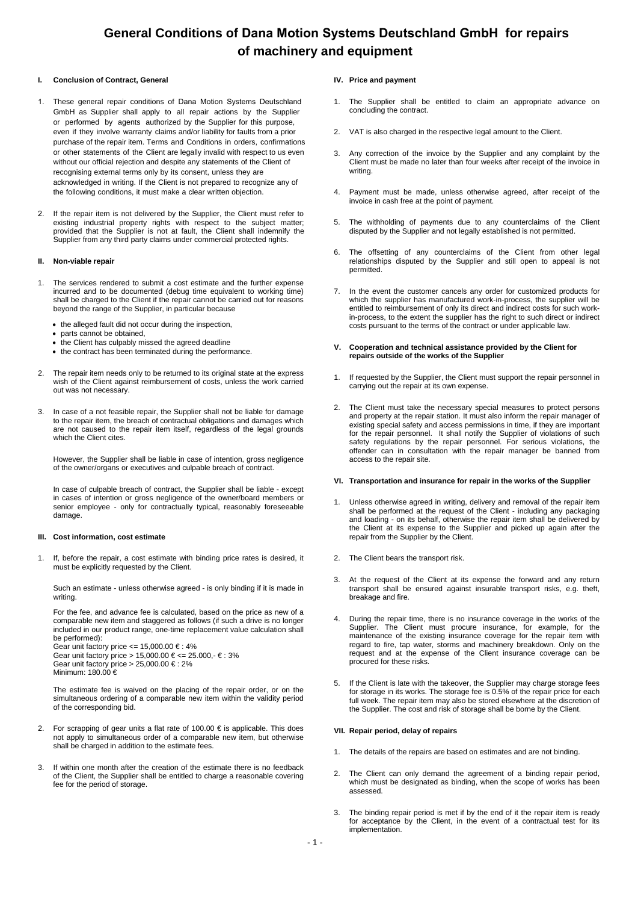# General Conditions of Dana Motion Systems Deutschland GmbH for repairs of machinery and equipment

## I. Conclusion of Contract, General

1. These general repair conditions of Dana Motion Systems Deutschland GmbH as Supplier shall apply to all repair actions by the Supplier or performed by agents authorized by the Supplier for this purpose, even if they involve warranty claims and/or liability for faults from a prior purchase of the repair item. Terms and Conditions in orders, confirmations or other statements of the Client are legally invalid with respect to us even without our official rejection and despite any statements of the Client of recognising external terms only by its consent, unless they are acknowledged in writing. If the Client is not prepared to recognize any of the following conditions, it must make a clear written objection.

2. If the repair item is not delivered by the Supplier, the Client must refer to existing industrial property rights with respect to the subject matter; provided that the Supplier is not at fault, the Client shall indemnify the Supplier from any third party claims under commercial protected rights.

## II. Non-viable repair

1. The services rendered to submit a cost estimate and the further expense incurred and to be documented (debug time equivalent to working time) shall be charged to the Client if the repair cannot be carried out for reasons beyond the range of the Supplier, in particular because
   - the alleged fault did not occur during the inspection,
   - parts cannot be obtained,
   - the Client has culpably missed the agreed deadline
   - the contract has been terminated during the performance.

2. The repair item needs only to be returned to its original state at the express wish of the Client against reimbursement of costs, unless the work carried out was not necessary.

3. In case of a not feasible repair, the Supplier shall not be liable for damage to the repair item, the breach of contractual obligations and damages which are not caused to the repair item itself, regardless of the legal grounds which the Client cites.

   However, the Supplier shall be liable in case of intention, gross negligence of the owner/organs or executives and culpable breach of contract.

   In case of culpable breach of contract, the Supplier shall be liable - except in cases of intention or gross negligence of the owner/board members or senior employee - only for contractually typical, reasonably foreseeable damage.

## III. Cost information, cost estimate

1. If, before the repair, a cost estimate with binding price rates is desired, it must be explicitly requested by the Client.

   Such an estimate - unless otherwise agreed - is only binding if it is made in writing.

   For the fee, and advance fee is calculated, based on the price as new of a comparable new item and staggered as follows (if such a drive is no longer included in our product range, one-time replacement value calculation shall be performed):  
   Gear unit factory price <= 15,000.00 € : 4%  
   Gear unit factory price > 15,000.00 € <= 25.000,- € : 3%  
   Gear unit factory price > 25,000.00 € : 2%  
   Minimum: 180.00 €

   The estimate fee is waived on the placing of the repair order, or on the simultaneous ordering of a comparable new item within the validity period of the corresponding bid.

2. For scrapping of gear units a flat rate of 100.00 € is applicable. This does not apply to simultaneous order of a comparable new item, but otherwise shall be charged in addition to the estimate fees.

3. If within one month after the creation of the estimate there is no feedback of the Client, the Supplier shall be entitled to charge a reasonable covering fee for the period of storage.

## IV. Price and payment

1. The Supplier shall be entitled to claim an appropriate advance on concluding the contract.

2. VAT is also charged in the respective legal amount to the Client.

3. Any correction of the invoice by the Supplier and any complaint by the Client must be made no later than four weeks after receipt of the invoice in writing.

4. Payment must be made, unless otherwise agreed, after receipt of the invoice in cash free at the point of payment.

5. The withholding of payments due to any counterclaims of the Client disputed by the Supplier and not legally established is not permitted.

6. The offsetting of any counterclaims of the Client from other legal relationships disputed by the Supplier and still open to appeal is not permitted.

7. In the event the customer cancels any order for customized products for which the supplier has manufactured work-in-process, the supplier will be entitled to reimbursement of only its direct and indirect costs for such work-in-process, to the extent the supplier has the right to such direct or indirect costs pursuant to the terms of the contract or under applicable law.

## V. Cooperation and technical assistance provided by the Client for repairs outside of the works of the Supplier

1. If requested by the Supplier, the Client must support the repair personnel in carrying out the repair at its own expense.

2. The Client must take the necessary special measures to protect persons and property at the repair station. It must also inform the repair manager of existing special safety and access permissions in time, if they are important for the repair personnel. It shall notify the Supplier of violations of such safety regulations by the repair personnel. For serious violations, the offender can in consultation with the repair manager be banned from access to the repair site.

## VI. Transportation and insurance for repair in the works of the Supplier

1. Unless otherwise agreed in writing, delivery and removal of the repair item shall be performed at the request of the Client - including any packaging and loading - on its behalf, otherwise the repair item shall be delivered by the Client at its expense to the Supplier and picked up again after the repair from the Supplier by the Client.

2. The Client bears the transport risk.

3. At the request of the Client at its expense the forward and any return transport shall be ensured against insurable transport risks, e.g. theft, breakage and fire.

4. During the repair time, there is no insurance coverage in the works of the Supplier. The Client must procure insurance, for example, for the maintenance of the existing insurance coverage for the repair item with regard to fire, tap water, storms and machinery breakdown. Only on the request and at the expense of the Client insurance coverage can be procured for these risks.

5. If the Client is late with the takeover, the Supplier may charge storage fees for storage in its works. The storage fee is 0.5% of the repair price for each full week. The repair item may also be stored elsewhere at the discretion of the Supplier. The cost and risk of storage shall be borne by the Client.

## VII. Repair period, delay of repairs

1. The details of the repairs are based on estimates and are not binding.

2. The Client can only demand the agreement of a binding repair period, which must be designated as binding, when the scope of works has been assessed.

3. The binding repair period is met if by the end of it the repair item is ready for acceptance by the Client, in the event of a contractual test for its implementation.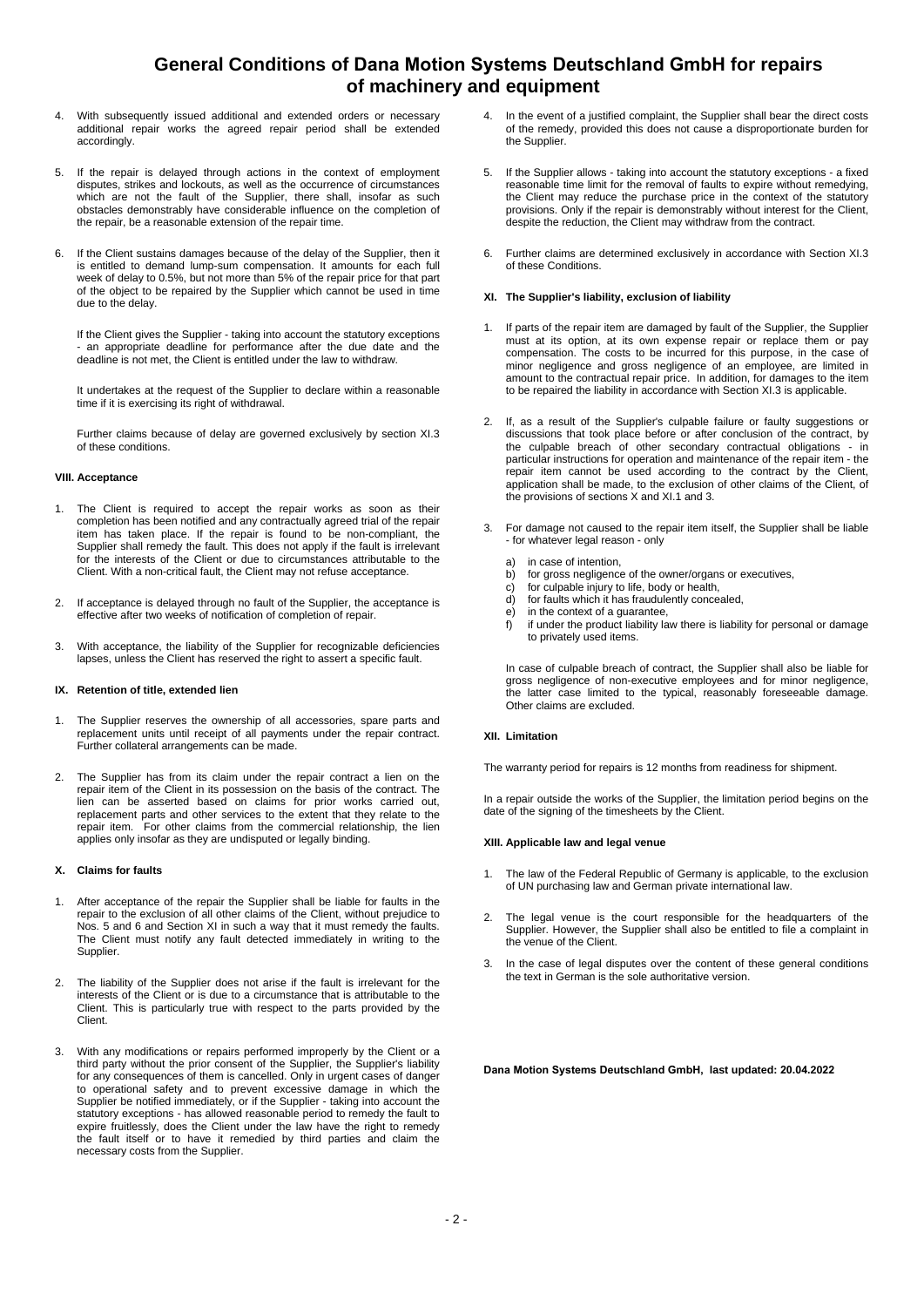# General Conditions of Dana Motion Systems Deutschland GmbH for repairs of machinery and equipment

4. With subsequently issued additional and extended orders or necessary additional repair works the agreed repair period shall be extended accordingly.

5. If the repair is delayed through actions in the context of employment disputes, strikes and lockouts, as well as the occurrence of circumstances which are not the fault of the Supplier, there shall, insofar as such obstacles demonstrably have considerable influence on the completion of the repair, be a reasonable extension of the repair time.

6. If the Client sustains damages because of the delay of the Supplier, then it is entitled to demand lump-sum compensation. It amounts for each full week of delay to 0.5%, but not more than 5% of the repair price for that part of the object to be repaired by the Supplier which cannot be used in time due to the delay.

   If the Client gives the Supplier - taking into account the statutory exceptions - an appropriate deadline for performance after the due date and the deadline is not met, the Client is entitled under the law to withdraw.

   It undertakes at the request of the Supplier to declare within a reasonable time if it is exercising its right of withdrawal.

   Further claims because of delay are governed exclusively by section XI.3 of these conditions.

### VIII. Acceptance

1. The Client is required to accept the repair works as soon as their completion has been notified and any contractually agreed trial of the repair item has taken place. If the repair is found to be non-compliant, the Supplier shall remedy the fault. This does not apply if the fault is irrelevant for the interests of the Client or due to circumstances attributable to the Client. With a non-critical fault, the Client may not refuse acceptance.

2. If acceptance is delayed through no fault of the Supplier, the acceptance is effective after two weeks of notification of completion of repair.

3. With acceptance, the liability of the Supplier for recognizable deficiencies lapses, unless the Client has reserved the right to assert a specific fault.

### IX. Retention of title, extended lien

1. The Supplier reserves the ownership of all accessories, spare parts and replacement units until receipt of all payments under the repair contract. Further collateral arrangements can be made.

2. The Supplier has from its claim under the repair contract a lien on the repair item of the Client in its possession on the basis of the contract. The lien can be asserted based on claims for prior works carried out, replacement parts and other services to the extent that they relate to the repair item. For other claims from the commercial relationship, the lien applies only insofar as they are undisputed or legally binding.

### X. Claims for faults

1. After acceptance of the repair the Supplier shall be liable for faults in the repair to the exclusion of all other claims of the Client, without prejudice to Nos. 5 and 6 and Section XI in such a way that it must remedy the faults. The Client must notify any fault detected immediately in writing to the Supplier.

2. The liability of the Supplier does not arise if the fault is irrelevant for the interests of the Client or is due to a circumstance that is attributable to the Client. This is particularly true with respect to the parts provided by the Client.

3. With any modifications or repairs performed improperly by the Client or a third party without the prior consent of the Supplier, the Supplier's liability for any consequences of them is cancelled. Only in urgent cases of danger to operational safety and to prevent excessive damage in which the Supplier be notified immediately, or if the Supplier - taking into account the statutory exceptions - has allowed reasonable period to remedy the fault to expire fruitlessly, does the Client under the law have the right to remedy the fault itself or to have it remedied by third parties and claim the necessary costs from the Supplier.

4. In the event of a justified complaint, the Supplier shall bear the direct costs of the remedy, provided this does not cause a disproportionate burden for the Supplier.

5. If the Supplier allows - taking into account the statutory exceptions - a fixed reasonable time limit for the removal of faults to expire without remedying, the Client may reduce the purchase price in the context of the statutory provisions. Only if the repair is demonstrably without interest for the Client, despite the reduction, the Client may withdraw from the contract.

6. Further claims are determined exclusively in accordance with Section XI.3 of these Conditions.

### XI. The Supplier's liability, exclusion of liability

1. If parts of the repair item are damaged by fault of the Supplier, the Supplier must at its option, at its own expense repair or replace them or pay compensation. The costs to be incurred for this purpose, in the case of minor negligence and gross negligence of an employee, are limited in amount to the contractual repair price. In addition, for damages to the item to be repaired the liability in accordance with Section XI.3 is applicable.

2. If, as a result of the Supplier's culpable failure or faulty suggestions or discussions that took place before or after conclusion of the contract, by the culpable breach of other secondary contractual obligations - in particular instructions for operation and maintenance of the repair item - the repair item cannot be used according to the contract by the Client, application shall be made, to the exclusion of other claims of the Client, of the provisions of sections X and XI.1 and 3.

3. For damage not caused to the repair item itself, the Supplier shall be liable - for whatever legal reason - only

   a) in case of intention,
   b) for gross negligence of the owner/organs or executives,
   c) for culpable injury to life, body or health,
   d) for faults which it has fraudulently concealed,
   e) in the context of a guarantee,
   f) if under the product liability law there is liability for personal or damage to privately used items.

   In case of culpable breach of contract, the Supplier shall also be liable for gross negligence of non-executive employees and for minor negligence, the latter case limited to the typical, reasonably foreseeable damage. Other claims are excluded.

### XII. Limitation

The warranty period for repairs is 12 months from readiness for shipment.

In a repair outside the works of the Supplier, the limitation period begins on the date of the signing of the timesheets by the Client.

### XIII. Applicable law and legal venue

1. The law of the Federal Republic of Germany is applicable, to the exclusion of UN purchasing law and German private international law.

2. The legal venue is the court responsible for the headquarters of the Supplier. However, the Supplier shall also be entitled to file a complaint in the venue of the Client.

3. In the case of legal disputes over the content of these general conditions the text in German is the sole authoritative version.

**Dana Motion Systems Deutschland GmbH, last updated: 20.04.2022**